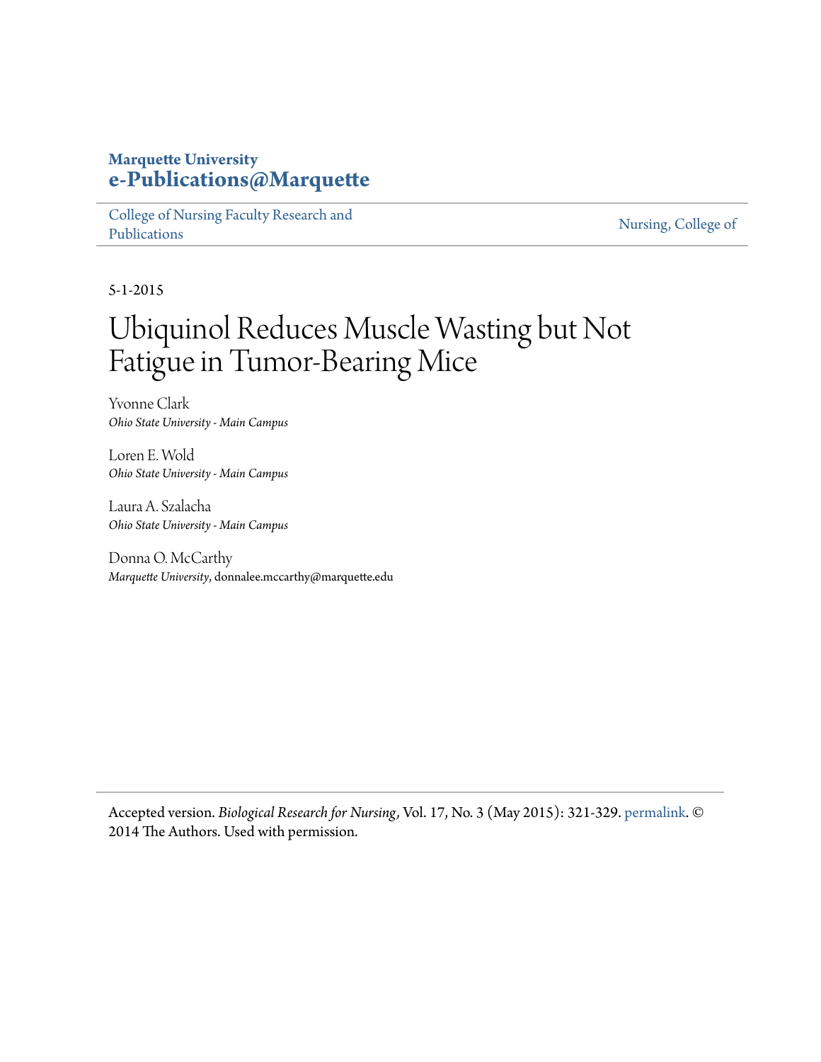**Marquette University**
**e-Publications@Marquette**

College of Nursing Faculty Research and Publications | Nursing, College of

5-1-2015

# Ubiquinol Reduces Muscle Wasting but Not Fatigue in Tumor-Bearing Mice

Yvonne Clark
*Ohio State University - Main Campus*

Loren E. Wold
*Ohio State University - Main Campus*

Laura A. Szalacha
*Ohio State University - Main Campus*

Donna O. McCarthy
*Marquette University*, donnalee.mccarthy@marquette.edu

---

Accepted version. *Biological Research for Nursing*, Vol. 17, No. 3 (May 2015): 321-329. permalink. © 2014 The Authors. Used with permission.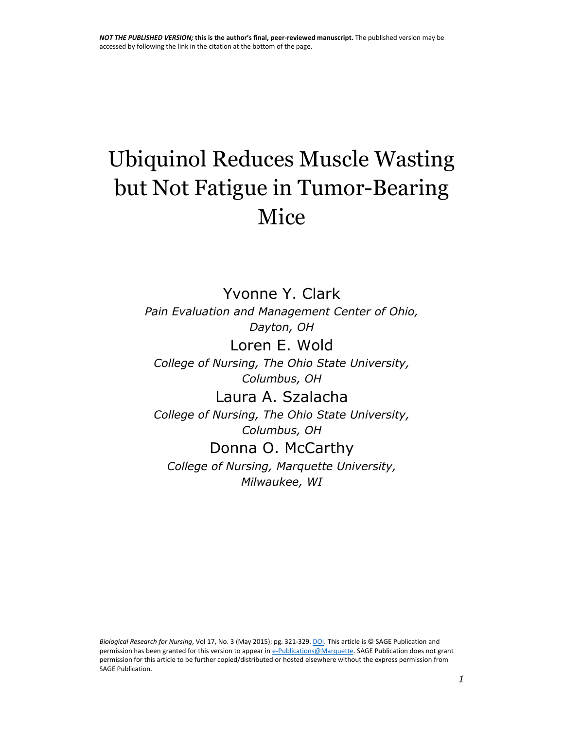*NOT THE PUBLISHED VERSION;* **this is the author's final, peer-reviewed manuscript.** The published version may be accessed by following the link in the citation at the bottom of the page.

# Ubiquinol Reduces Muscle Wasting but Not Fatigue in Tumor-Bearing Mice

Yvonne Y. Clark

*Pain Evaluation and Management Center of Ohio, Dayton, OH*

Loren E. Wold

*College of Nursing, The Ohio State University, Columbus, OH*

Laura A. Szalacha

*College of Nursing, The Ohio State University, Columbus, OH*

Donna O. McCarthy

*College of Nursing, Marquette University, Milwaukee, WI*

*Biological Research for Nursing*, Vol 17, No. 3 (May 2015): pg. 321-329. DOI. This article is © SAGE Publication and permission has been granted for this version to appear in e-Publications@Marquette. SAGE Publication does not grant permission for this article to be further copied/distributed or hosted elsewhere without the express permission from SAGE Publication.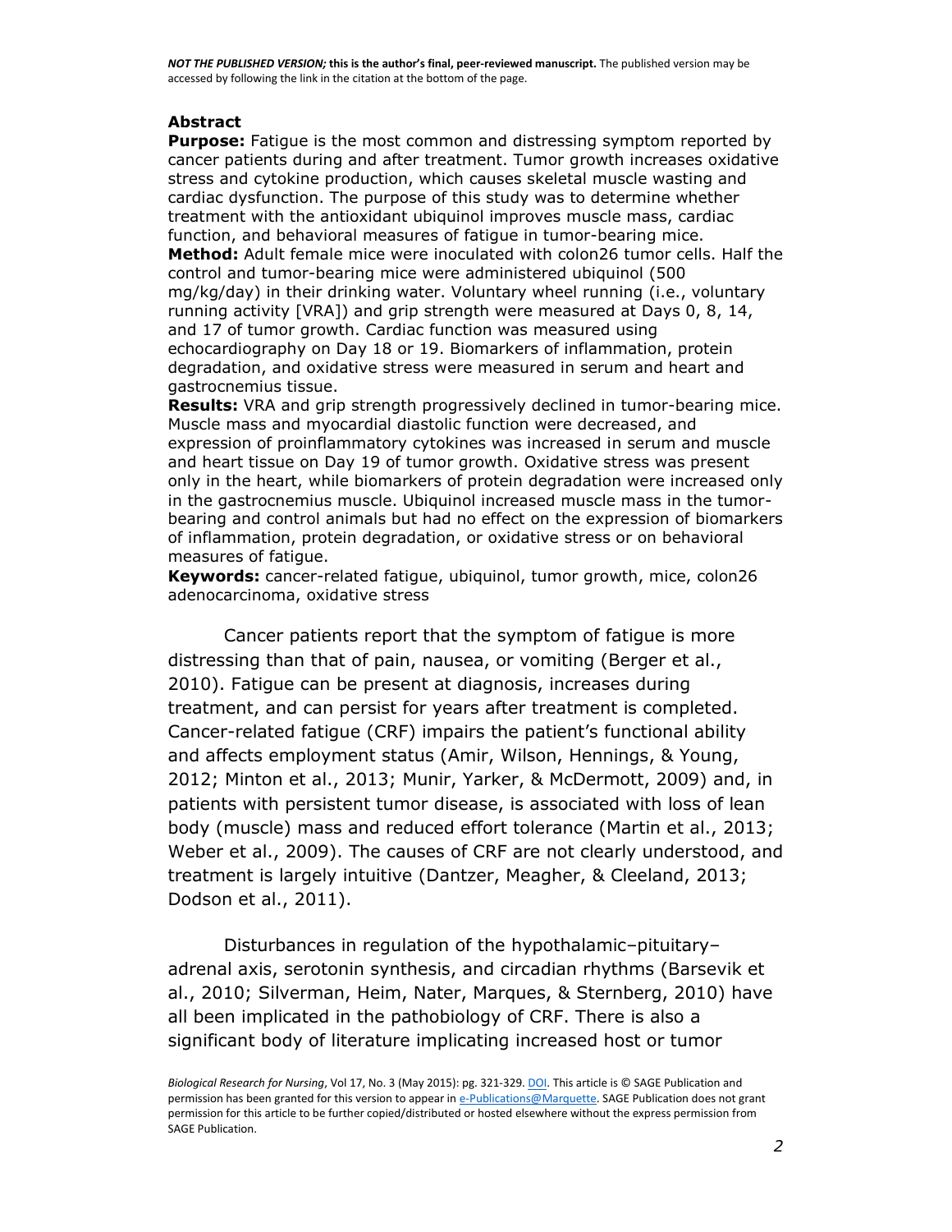## Abstract

**Purpose:** Fatigue is the most common and distressing symptom reported by cancer patients during and after treatment. Tumor growth increases oxidative stress and cytokine production, which causes skeletal muscle wasting and cardiac dysfunction. The purpose of this study was to determine whether treatment with the antioxidant ubiquinol improves muscle mass, cardiac function, and behavioral measures of fatigue in tumor-bearing mice.

**Method:** Adult female mice were inoculated with colon26 tumor cells. Half the control and tumor-bearing mice were administered ubiquinol (500 mg/kg/day) in their drinking water. Voluntary wheel running (i.e., voluntary running activity [VRA]) and grip strength were measured at Days 0, 8, 14, and 17 of tumor growth. Cardiac function was measured using echocardiography on Day 18 or 19. Biomarkers of inflammation, protein degradation, and oxidative stress were measured in serum and heart and gastrocnemius tissue.

**Results:** VRA and grip strength progressively declined in tumor-bearing mice. Muscle mass and myocardial diastolic function were decreased, and expression of proinflammatory cytokines was increased in serum and muscle and heart tissue on Day 19 of tumor growth. Oxidative stress was present only in the heart, while biomarkers of protein degradation were increased only in the gastrocnemius muscle. Ubiquinol increased muscle mass in the tumor-bearing and control animals but had no effect on the expression of biomarkers of inflammation, protein degradation, or oxidative stress or on behavioral measures of fatigue.

**Keywords:** cancer-related fatigue, ubiquinol, tumor growth, mice, colon26 adenocarcinoma, oxidative stress

Cancer patients report that the symptom of fatigue is more distressing than that of pain, nausea, or vomiting (Berger et al., 2010). Fatigue can be present at diagnosis, increases during treatment, and can persist for years after treatment is completed. Cancer-related fatigue (CRF) impairs the patient's functional ability and affects employment status (Amir, Wilson, Hennings, & Young, 2012; Minton et al., 2013; Munir, Yarker, & McDermott, 2009) and, in patients with persistent tumor disease, is associated with loss of lean body (muscle) mass and reduced effort tolerance (Martin et al., 2013; Weber et al., 2009). The causes of CRF are not clearly understood, and treatment is largely intuitive (Dantzer, Meagher, & Cleeland, 2013; Dodson et al., 2011).

Disturbances in regulation of the hypothalamic–pituitary–adrenal axis, serotonin synthesis, and circadian rhythms (Barsevik et al., 2010; Silverman, Heim, Nater, Marques, & Sternberg, 2010) have all been implicated in the pathobiology of CRF. There is also a significant body of literature implicating increased host or tumor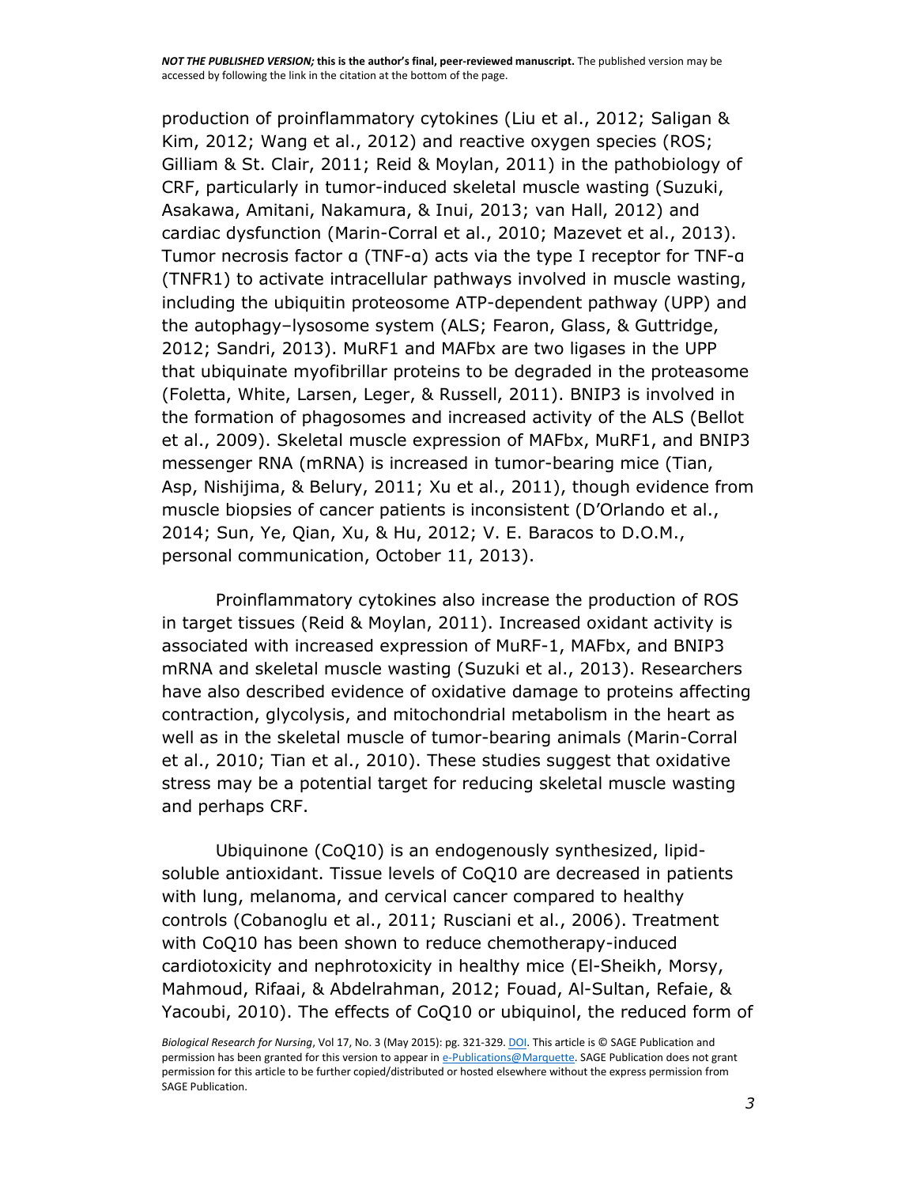production of proinflammatory cytokines (Liu et al., 2012; Saligan & Kim, 2012; Wang et al., 2012) and reactive oxygen species (ROS; Gilliam & St. Clair, 2011; Reid & Moylan, 2011) in the pathobiology of CRF, particularly in tumor-induced skeletal muscle wasting (Suzuki, Asakawa, Amitani, Nakamura, & Inui, 2013; van Hall, 2012) and cardiac dysfunction (Marin-Corral et al., 2010; Mazevet et al., 2013). Tumor necrosis factor α (TNF-α) acts via the type I receptor for TNF-α (TNFR1) to activate intracellular pathways involved in muscle wasting, including the ubiquitin proteosome ATP-dependent pathway (UPP) and the autophagy–lysosome system (ALS; Fearon, Glass, & Guttridge, 2012; Sandri, 2013). MuRF1 and MAFbx are two ligases in the UPP that ubiquinate myofibrillar proteins to be degraded in the proteasome (Foletta, White, Larsen, Leger, & Russell, 2011). BNIP3 is involved in the formation of phagosomes and increased activity of the ALS (Bellot et al., 2009). Skeletal muscle expression of MAFbx, MuRF1, and BNIP3 messenger RNA (mRNA) is increased in tumor-bearing mice (Tian, Asp, Nishijima, & Belury, 2011; Xu et al., 2011), though evidence from muscle biopsies of cancer patients is inconsistent (D'Orlando et al., 2014; Sun, Ye, Qian, Xu, & Hu, 2012; V. E. Baracos to D.O.M., personal communication, October 11, 2013).

Proinflammatory cytokines also increase the production of ROS in target tissues (Reid & Moylan, 2011). Increased oxidant activity is associated with increased expression of MuRF-1, MAFbx, and BNIP3 mRNA and skeletal muscle wasting (Suzuki et al., 2013). Researchers have also described evidence of oxidative damage to proteins affecting contraction, glycolysis, and mitochondrial metabolism in the heart as well as in the skeletal muscle of tumor-bearing animals (Marin-Corral et al., 2010; Tian et al., 2010). These studies suggest that oxidative stress may be a potential target for reducing skeletal muscle wasting and perhaps CRF.

Ubiquinone (CoQ10) is an endogenously synthesized, lipid-soluble antioxidant. Tissue levels of CoQ10 are decreased in patients with lung, melanoma, and cervical cancer compared to healthy controls (Cobanoglu et al., 2011; Rusciani et al., 2006). Treatment with CoQ10 has been shown to reduce chemotherapy-induced cardiotoxicity and nephrotoxicity in healthy mice (El-Sheikh, Morsy, Mahmoud, Rifaai, & Abdelrahman, 2012; Fouad, Al-Sultan, Refaie, & Yacoubi, 2010). The effects of CoQ10 or ubiquinol, the reduced form of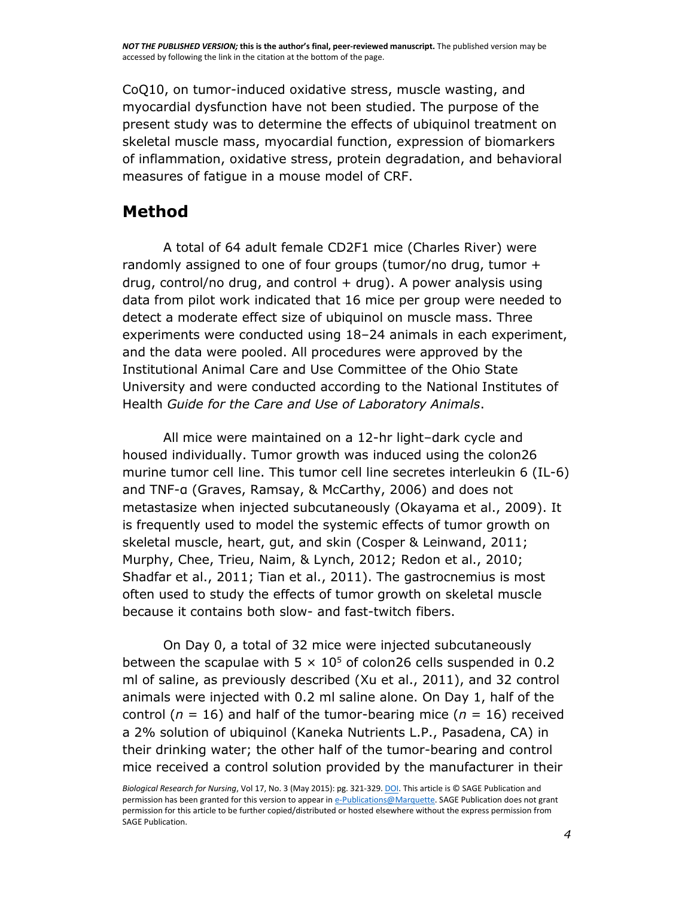CoQ10, on tumor-induced oxidative stress, muscle wasting, and myocardial dysfunction have not been studied. The purpose of the present study was to determine the effects of ubiquinol treatment on skeletal muscle mass, myocardial function, expression of biomarkers of inflammation, oxidative stress, protein degradation, and behavioral measures of fatigue in a mouse model of CRF.

## Method

A total of 64 adult female CD2F1 mice (Charles River) were randomly assigned to one of four groups (tumor/no drug, tumor + drug, control/no drug, and control + drug). A power analysis using data from pilot work indicated that 16 mice per group were needed to detect a moderate effect size of ubiquinol on muscle mass. Three experiments were conducted using 18–24 animals in each experiment, and the data were pooled. All procedures were approved by the Institutional Animal Care and Use Committee of the Ohio State University and were conducted according to the National Institutes of Health *Guide for the Care and Use of Laboratory Animals*.

All mice were maintained on a 12-hr light–dark cycle and housed individually. Tumor growth was induced using the colon26 murine tumor cell line. This tumor cell line secretes interleukin 6 (IL-6) and TNF-α (Graves, Ramsay, & McCarthy, 2006) and does not metastasize when injected subcutaneously (Okayama et al., 2009). It is frequently used to model the systemic effects of tumor growth on skeletal muscle, heart, gut, and skin (Cosper & Leinwand, 2011; Murphy, Chee, Trieu, Naim, & Lynch, 2012; Redon et al., 2010; Shadfar et al., 2011; Tian et al., 2011). The gastrocnemius is most often used to study the effects of tumor growth on skeletal muscle because it contains both slow- and fast-twitch fibers.

On Day 0, a total of 32 mice were injected subcutaneously between the scapulae with $5 \times 10^5$ of colon26 cells suspended in 0.2 ml of saline, as previously described (Xu et al., 2011), and 32 control animals were injected with 0.2 ml saline alone. On Day 1, half of the control ($n$ = 16) and half of the tumor-bearing mice ($n$ = 16) received a 2% solution of ubiquinol (Kaneka Nutrients L.P., Pasadena, CA) in their drinking water; the other half of the tumor-bearing and control mice received a control solution provided by the manufacturer in their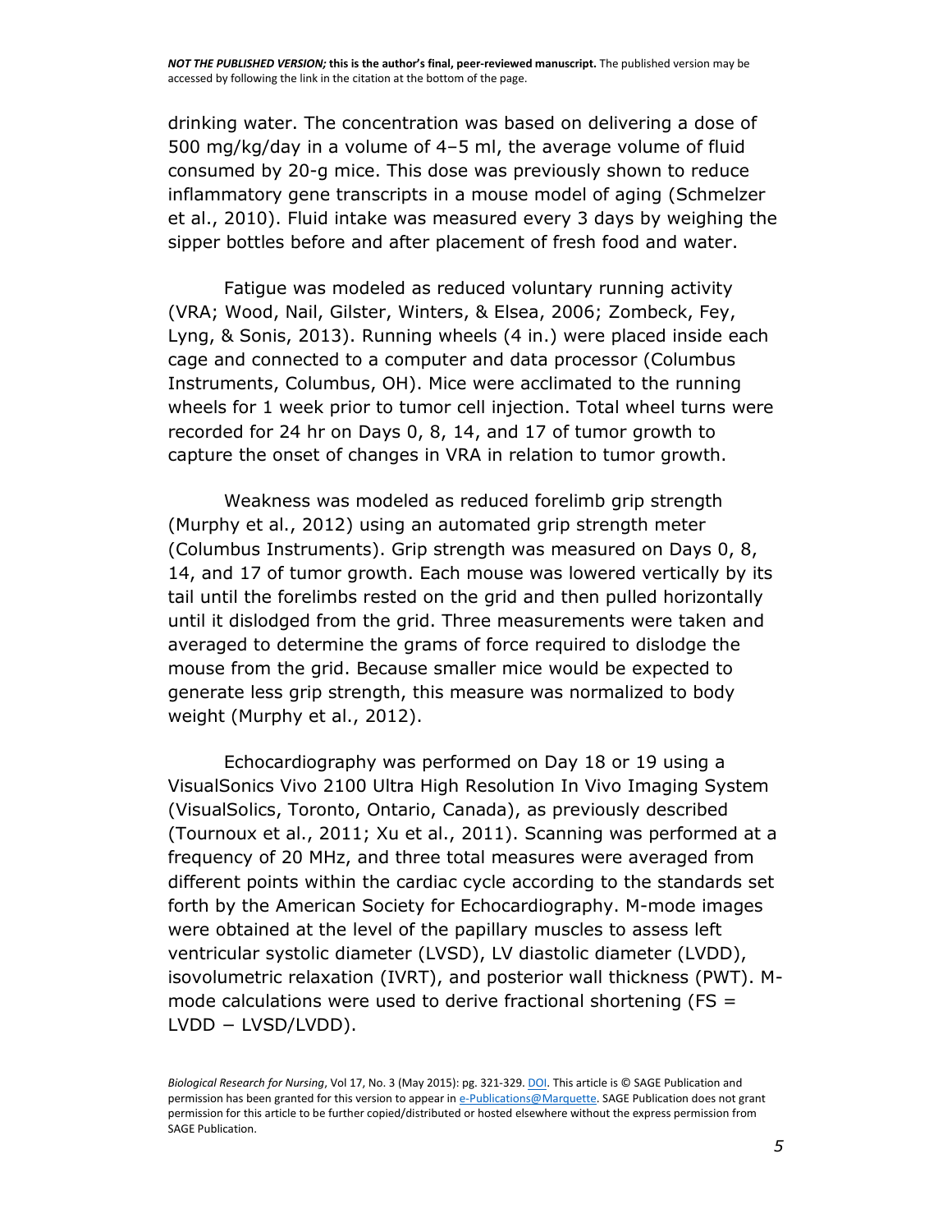drinking water. The concentration was based on delivering a dose of 500 mg/kg/day in a volume of 4–5 ml, the average volume of fluid consumed by 20-g mice. This dose was previously shown to reduce inflammatory gene transcripts in a mouse model of aging (Schmelzer et al., 2010). Fluid intake was measured every 3 days by weighing the sipper bottles before and after placement of fresh food and water.

Fatigue was modeled as reduced voluntary running activity (VRA; Wood, Nail, Gilster, Winters, & Elsea, 2006; Zombeck, Fey, Lyng, & Sonis, 2013). Running wheels (4 in.) were placed inside each cage and connected to a computer and data processor (Columbus Instruments, Columbus, OH). Mice were acclimated to the running wheels for 1 week prior to tumor cell injection. Total wheel turns were recorded for 24 hr on Days 0, 8, 14, and 17 of tumor growth to capture the onset of changes in VRA in relation to tumor growth.

Weakness was modeled as reduced forelimb grip strength (Murphy et al., 2012) using an automated grip strength meter (Columbus Instruments). Grip strength was measured on Days 0, 8, 14, and 17 of tumor growth. Each mouse was lowered vertically by its tail until the forelimbs rested on the grid and then pulled horizontally until it dislodged from the grid. Three measurements were taken and averaged to determine the grams of force required to dislodge the mouse from the grid. Because smaller mice would be expected to generate less grip strength, this measure was normalized to body weight (Murphy et al., 2012).

Echocardiography was performed on Day 18 or 19 using a VisualSonics Vivo 2100 Ultra High Resolution In Vivo Imaging System (VisualSolics, Toronto, Ontario, Canada), as previously described (Tournoux et al., 2011; Xu et al., 2011). Scanning was performed at a frequency of 20 MHz, and three total measures were averaged from different points within the cardiac cycle according to the standards set forth by the American Society for Echocardiography. M-mode images were obtained at the level of the papillary muscles to assess left ventricular systolic diameter (LVSD), LV diastolic diameter (LVDD), isovolumetric relaxation (IVRT), and posterior wall thickness (PWT). M-mode calculations were used to derive fractional shortening (FS = LVDD − LVSD/LVDD).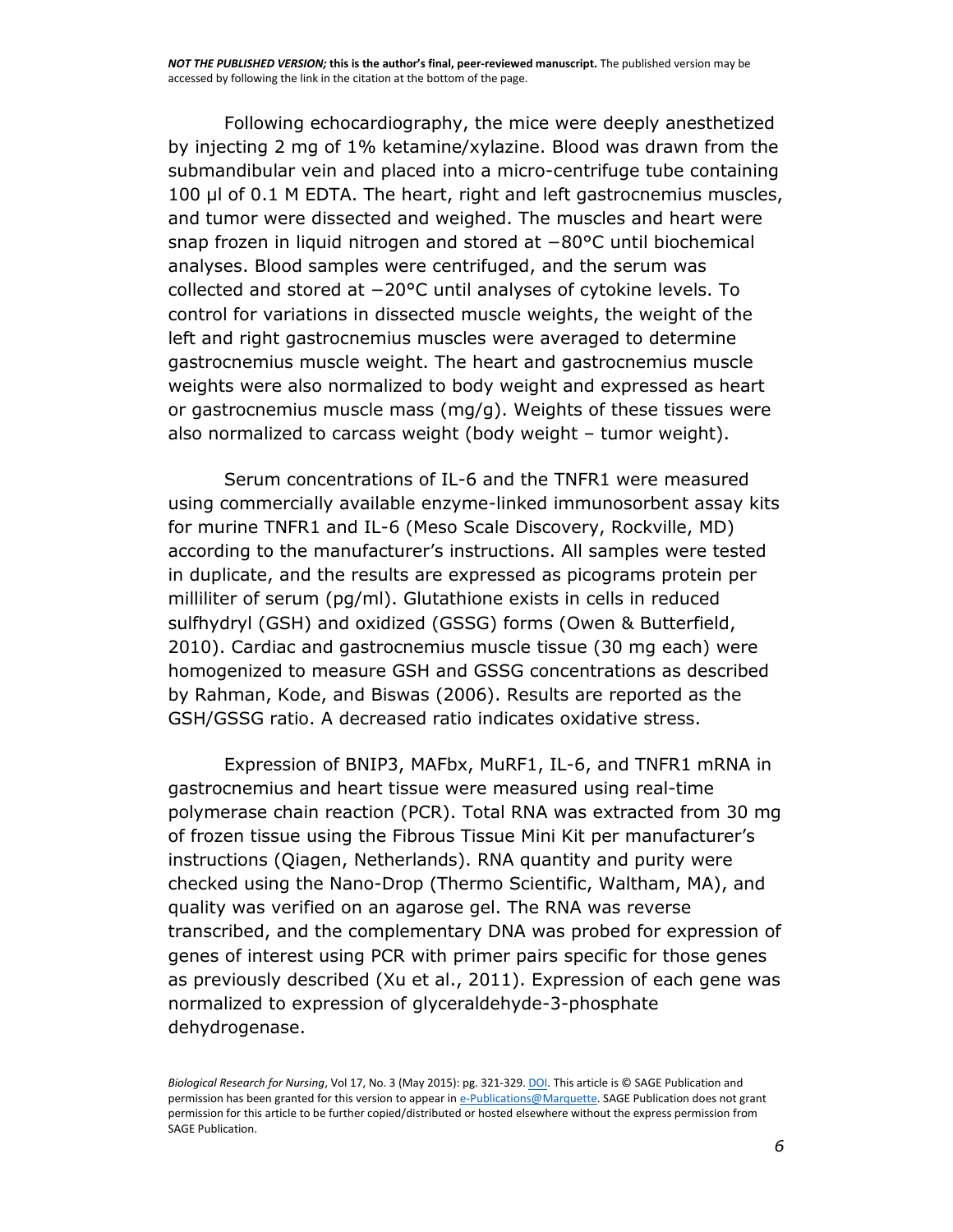Following echocardiography, the mice were deeply anesthetized by injecting 2 mg of 1% ketamine/xylazine. Blood was drawn from the submandibular vein and placed into a micro-centrifuge tube containing 100 µl of 0.1 M EDTA. The heart, right and left gastrocnemius muscles, and tumor were dissected and weighed. The muscles and heart were snap frozen in liquid nitrogen and stored at −80°C until biochemical analyses. Blood samples were centrifuged, and the serum was collected and stored at −20°C until analyses of cytokine levels. To control for variations in dissected muscle weights, the weight of the left and right gastrocnemius muscles were averaged to determine gastrocnemius muscle weight. The heart and gastrocnemius muscle weights were also normalized to body weight and expressed as heart or gastrocnemius muscle mass (mg/g). Weights of these tissues were also normalized to carcass weight (body weight – tumor weight).

Serum concentrations of IL-6 and the TNFR1 were measured using commercially available enzyme-linked immunosorbent assay kits for murine TNFR1 and IL-6 (Meso Scale Discovery, Rockville, MD) according to the manufacturer's instructions. All samples were tested in duplicate, and the results are expressed as picograms protein per milliliter of serum (pg/ml). Glutathione exists in cells in reduced sulfhydryl (GSH) and oxidized (GSSG) forms (Owen & Butterfield, 2010). Cardiac and gastrocnemius muscle tissue (30 mg each) were homogenized to measure GSH and GSSG concentrations as described by Rahman, Kode, and Biswas (2006). Results are reported as the GSH/GSSG ratio. A decreased ratio indicates oxidative stress.

Expression of BNIP3, MAFbx, MuRF1, IL-6, and TNFR1 mRNA in gastrocnemius and heart tissue were measured using real-time polymerase chain reaction (PCR). Total RNA was extracted from 30 mg of frozen tissue using the Fibrous Tissue Mini Kit per manufacturer's instructions (Qiagen, Netherlands). RNA quantity and purity were checked using the Nano-Drop (Thermo Scientific, Waltham, MA), and quality was verified on an agarose gel. The RNA was reverse transcribed, and the complementary DNA was probed for expression of genes of interest using PCR with primer pairs specific for those genes as previously described (Xu et al., 2011). Expression of each gene was normalized to expression of glyceraldehyde-3-phosphate dehydrogenase.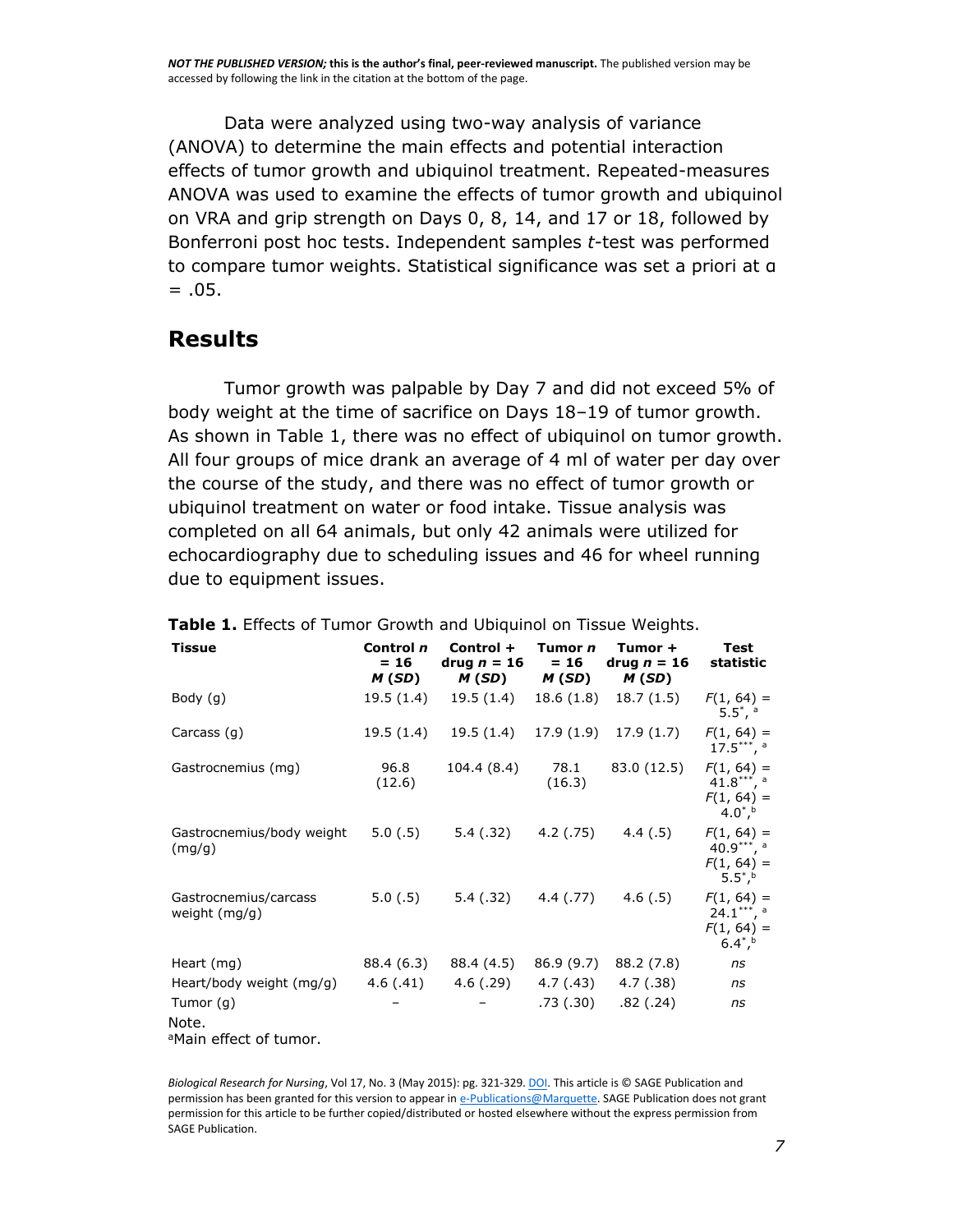Data were analyzed using two-way analysis of variance (ANOVA) to determine the main effects and potential interaction effects of tumor growth and ubiquinol treatment. Repeated-measures ANOVA was used to examine the effects of tumor growth and ubiquinol on VRA and grip strength on Days 0, 8, 14, and 17 or 18, followed by Bonferroni post hoc tests. Independent samples *t*-test was performed to compare tumor weights. Statistical significance was set a priori at $\alpha = .05$.

## Results

Tumor growth was palpable by Day 7 and did not exceed 5% of body weight at the time of sacrifice on Days 18–19 of tumor growth. As shown in Table 1, there was no effect of ubiquinol on tumor growth. All four groups of mice drank an average of 4 ml of water per day over the course of the study, and there was no effect of tumor growth or ubiquinol treatment on water or food intake. Tissue analysis was completed on all 64 animals, but only 42 animals were utilized for echocardiography due to scheduling issues and 46 for wheel running due to equipment issues.

**Table 1.** Effects of Tumor Growth and Ubiquinol on Tissue Weights.

| Tissue | Control $n = 16$ *M* (*SD*) | Control + drug $n = 16$ *M* (*SD*) | Tumor $n = 16$ *M* (*SD*) | Tumor + drug $n = 16$ *M* (*SD*) | Test statistic |
|---|---|---|---|---|---|
| Body (g) | 19.5 (1.4) | 19.5 (1.4) | 18.6 (1.8) | 18.7 (1.5) | $F(1, 64) = 5.5^{*}$, [a] |
| Carcass (g) | 19.5 (1.4) | 19.5 (1.4) | 17.9 (1.9) | 17.9 (1.7) | $F(1, 64) = 17.5^{***}$, [a] |
| Gastrocnemius (mg) | 96.8 (12.6) | 104.4 (8.4) | 78.1 (16.3) | 83.0 (12.5) | $F(1, 64) = 41.8^{***}$, [a] $F(1, 64) = 4.0^{*}$, [b] |
| Gastrocnemius/body weight (mg/g) | 5.0 (.5) | 5.4 (.32) | 4.2 (.75) | 4.4 (.5) | $F(1, 64) = 40.9^{***}$, [a] $F(1, 64) = 5.5^{*}$, [b] |
| Gastrocnemius/carcass weight (mg/g) | 5.0 (.5) | 5.4 (.32) | 4.4 (.77) | 4.6 (.5) | $F(1, 64) = 24.1^{***}$, [a] $F(1, 64) = 6.4^{*}$, [b] |
| Heart (mg) | 88.4 (6.3) | 88.4 (4.5) | 86.9 (9.7) | 88.2 (7.8) | *ns* |
| Heart/body weight (mg/g) | 4.6 (.41) | 4.6 (.29) | 4.7 (.43) | 4.7 (.38) | *ns* |
| Tumor (g) | – | – | .73 (.30) | .82 (.24) | *ns* |

Note.
[a]Main effect of tumor.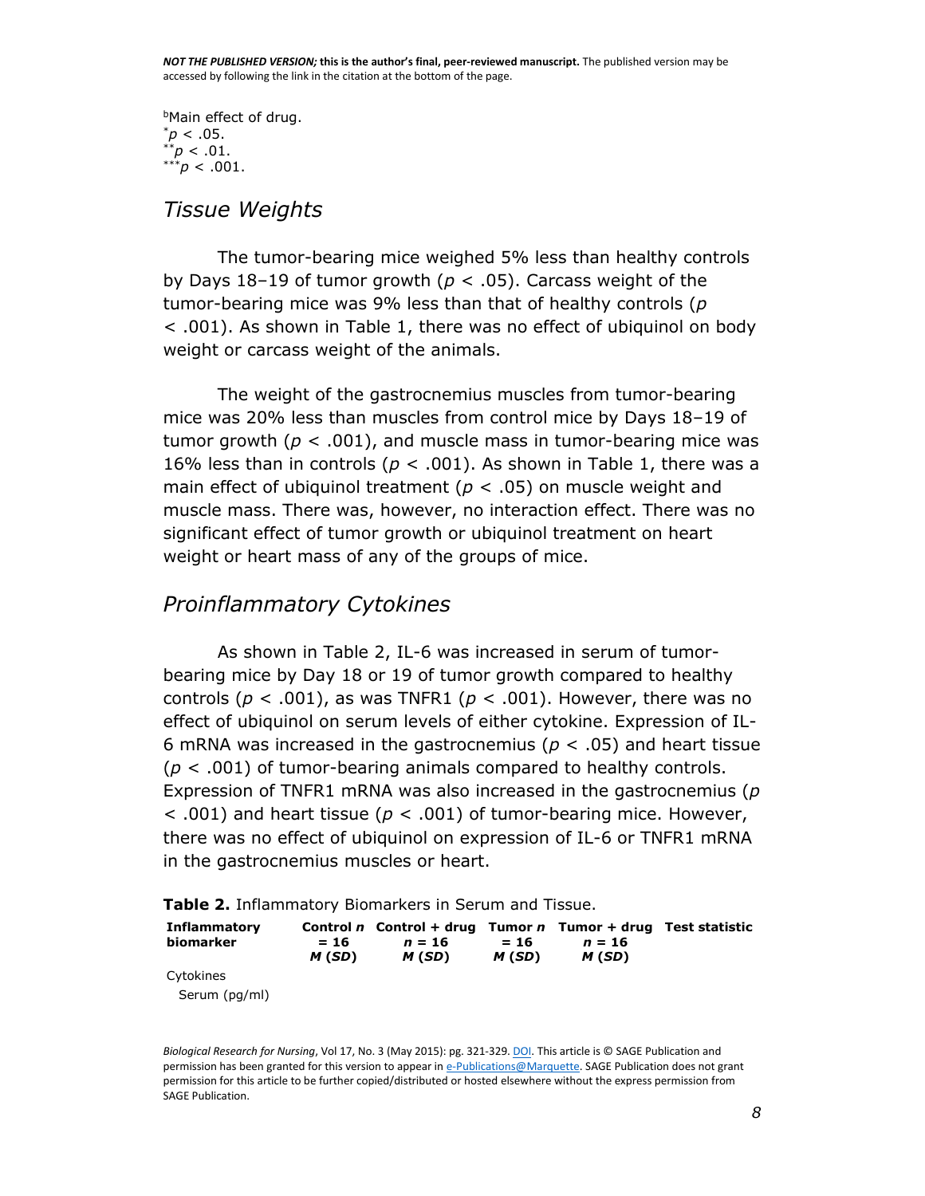[b]Main effect of drug.

*$p < .05$.

**$p < .01$.

***$p < .001$.

## Tissue Weights

The tumor-bearing mice weighed 5% less than healthy controls by Days 18–19 of tumor growth ($p < .05$). Carcass weight of the tumor-bearing mice was 9% less than that of healthy controls ($p < .001$). As shown in Table 1, there was no effect of ubiquinol on body weight or carcass weight of the animals.

The weight of the gastrocnemius muscles from tumor-bearing mice was 20% less than muscles from control mice by Days 18–19 of tumor growth ($p < .001$), and muscle mass in tumor-bearing mice was 16% less than in controls ($p < .001$). As shown in Table 1, there was a main effect of ubiquinol treatment ($p < .05$) on muscle weight and muscle mass. There was, however, no interaction effect. There was no significant effect of tumor growth or ubiquinol treatment on heart weight or heart mass of any of the groups of mice.

## Proinflammatory Cytokines

As shown in Table 2, IL-6 was increased in serum of tumor-bearing mice by Day 18 or 19 of tumor growth compared to healthy controls ($p < .001$), as was TNFR1 ($p < .001$). However, there was no effect of ubiquinol on serum levels of either cytokine. Expression of IL-6 mRNA was increased in the gastrocnemius ($p < .05$) and heart tissue ($p < .001$) of tumor-bearing animals compared to healthy controls. Expression of TNFR1 mRNA was also increased in the gastrocnemius ($p < .001$) and heart tissue ($p < .001$) of tumor-bearing mice. However, there was no effect of ubiquinol on expression of IL-6 or TNFR1 mRNA in the gastrocnemius muscles or heart.

**Table 2.** Inflammatory Biomarkers in Serum and Tissue.

| Inflammatory biomarker | Control $n = 16$ *M* (*SD*) | Control + drug $n = 16$ *M* (*SD*) | Tumor $n = 16$ *M* (*SD*) | Tumor + drug $n = 16$ *M* (*SD*) | Test statistic |
|---|---|---|---|---|---|
| Cytokines | | | | | |
| Serum (pg/ml) | | | | | |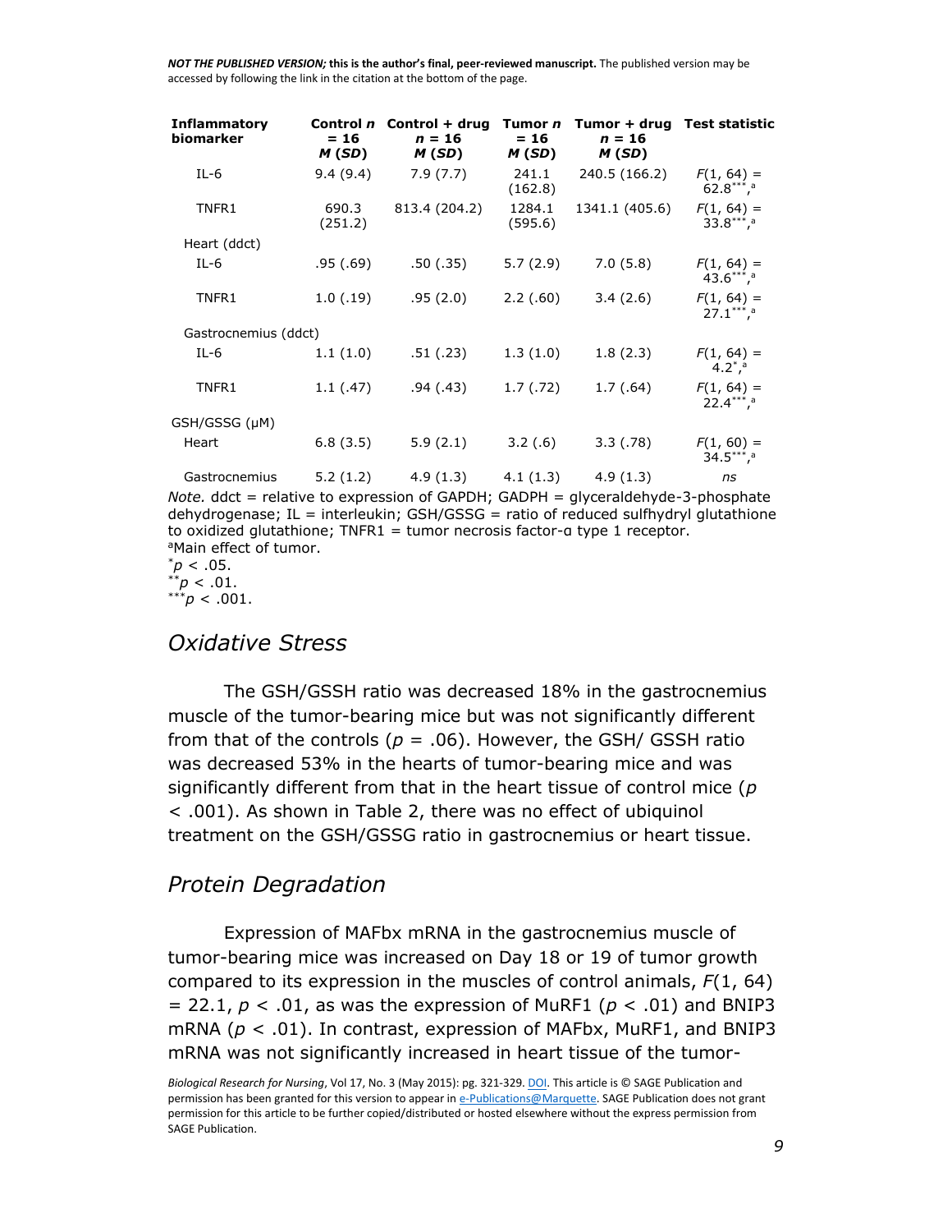| Inflammatory biomarker | Control $n = 16$ $M$ ($SD$) | Control + drug $n = 16$ $M$ ($SD$) | Tumor $n = 16$ $M$ ($SD$) | Tumor + drug $n = 16$ $M$ ($SD$) | Test statistic |
|---|---|---|---|---|---|
| IL-6 | 9.4 (9.4) | 7.9 (7.7) | 241.1 (162.8) | 240.5 (166.2) | $F(1, 64) = 62.8^{***,a}$ |
| TNFR1 | 690.3 (251.2) | 813.4 (204.2) | 1284.1 (595.6) | 1341.1 (405.6) | $F(1, 64) = 33.8^{***,a}$ |
| Heart (ddct) | | | | | |
| IL-6 | .95 (.69) | .50 (.35) | 5.7 (2.9) | 7.0 (5.8) | $F(1, 64) = 43.6^{***,a}$ |
| TNFR1 | 1.0 (.19) | .95 (2.0) | 2.2 (.60) | 3.4 (2.6) | $F(1, 64) = 27.1^{***,a}$ |
| Gastrocnemius (ddct) | | | | | |
| IL-6 | 1.1 (1.0) | .51 (.23) | 1.3 (1.0) | 1.8 (2.3) | $F(1, 64) = 4.2^{*,a}$ |
| TNFR1 | 1.1 (.47) | .94 (.43) | 1.7 (.72) | 1.7 (.64) | $F(1, 64) = 22.4^{***,a}$ |
| GSH/GSSG (μM) | | | | | |
| Heart | 6.8 (3.5) | 5.9 (2.1) | 3.2 (.6) | 3.3 (.78) | $F(1, 60) = 34.5^{***,a}$ |
| Gastrocnemius | 5.2 (1.2) | 4.9 (1.3) | 4.1 (1.3) | 4.9 (1.3) | *ns* |

*Note.* ddct = relative to expression of GAPDH; GADPH = glyceraldehyde-3-phosphate dehydrogenase; IL = interleukin; GSH/GSSG = ratio of reduced sulfhydryl glutathione to oxidized glutathione; TNFR1 = tumor necrosis factor-α type 1 receptor.
[a]Main effect of tumor.
$^{*}p < .05$.
$^{**}p < .01$.
$^{***}p < .001$.

## *Oxidative Stress*

The GSH/GSSH ratio was decreased 18% in the gastrocnemius muscle of the tumor-bearing mice but was not significantly different from that of the controls ($p = .06$). However, the GSH/ GSSH ratio was decreased 53% in the hearts of tumor-bearing mice and was significantly different from that in the heart tissue of control mice ($p < .001$). As shown in Table 2, there was no effect of ubiquinol treatment on the GSH/GSSG ratio in gastrocnemius or heart tissue.

## *Protein Degradation*

Expression of MAFbx mRNA in the gastrocnemius muscle of tumor-bearing mice was increased on Day 18 or 19 of tumor growth compared to its expression in the muscles of control animals, $F(1, 64) = 22.1$, $p < .01$, as was the expression of MuRF1 ($p < .01$) and BNIP3 mRNA ($p < .01$). In contrast, expression of MAFbx, MuRF1, and BNIP3 mRNA was not significantly increased in heart tissue of the tumor-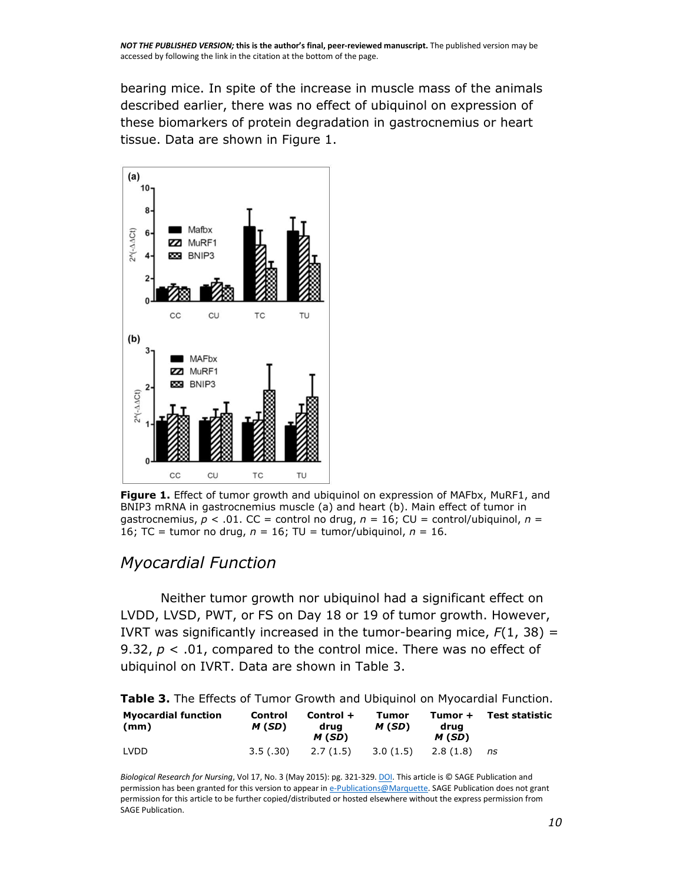bearing mice. In spite of the increase in muscle mass of the animals described earlier, there was no effect of ubiquinol on expression of these biomarkers of protein degradation in gastrocnemius or heart tissue. Data are shown in Figure 1.

**Figure 1.** Effect of tumor growth and ubiquinol on expression of MAFbx, MuRF1, and BNIP3 mRNA in gastrocnemius muscle (a) and heart (b). Main effect of tumor in gastrocnemius, $p < .01$. CC = control no drug, $n = 16$; CU = control/ubiquinol, $n = 16$; TC = tumor no drug, $n = 16$; TU = tumor/ubiquinol, $n = 16$.

## Myocardial Function

Neither tumor growth nor ubiquinol had a significant effect on LVDD, LVSD, PWT, or FS on Day 18 or 19 of tumor growth. However, IVRT was significantly increased in the tumor-bearing mice, $F(1, 38) = 9.32$, $p < .01$, compared to the control mice. There was no effect of ubiquinol on IVRT. Data are shown in Table 3.

**Table 3.** The Effects of Tumor Growth and Ubiquinol on Myocardial Function.

| Myocardial function (mm) | Control *M* (*SD*) | Control + drug *M* (*SD*) | Tumor *M* (*SD*) | Tumor + drug *M* (*SD*) | Test statistic |
|---|---|---|---|---|---|
| LVDD | 3.5 (.30) | 2.7 (1.5) | 3.0 (1.5) | 2.8 (1.8) | *ns* |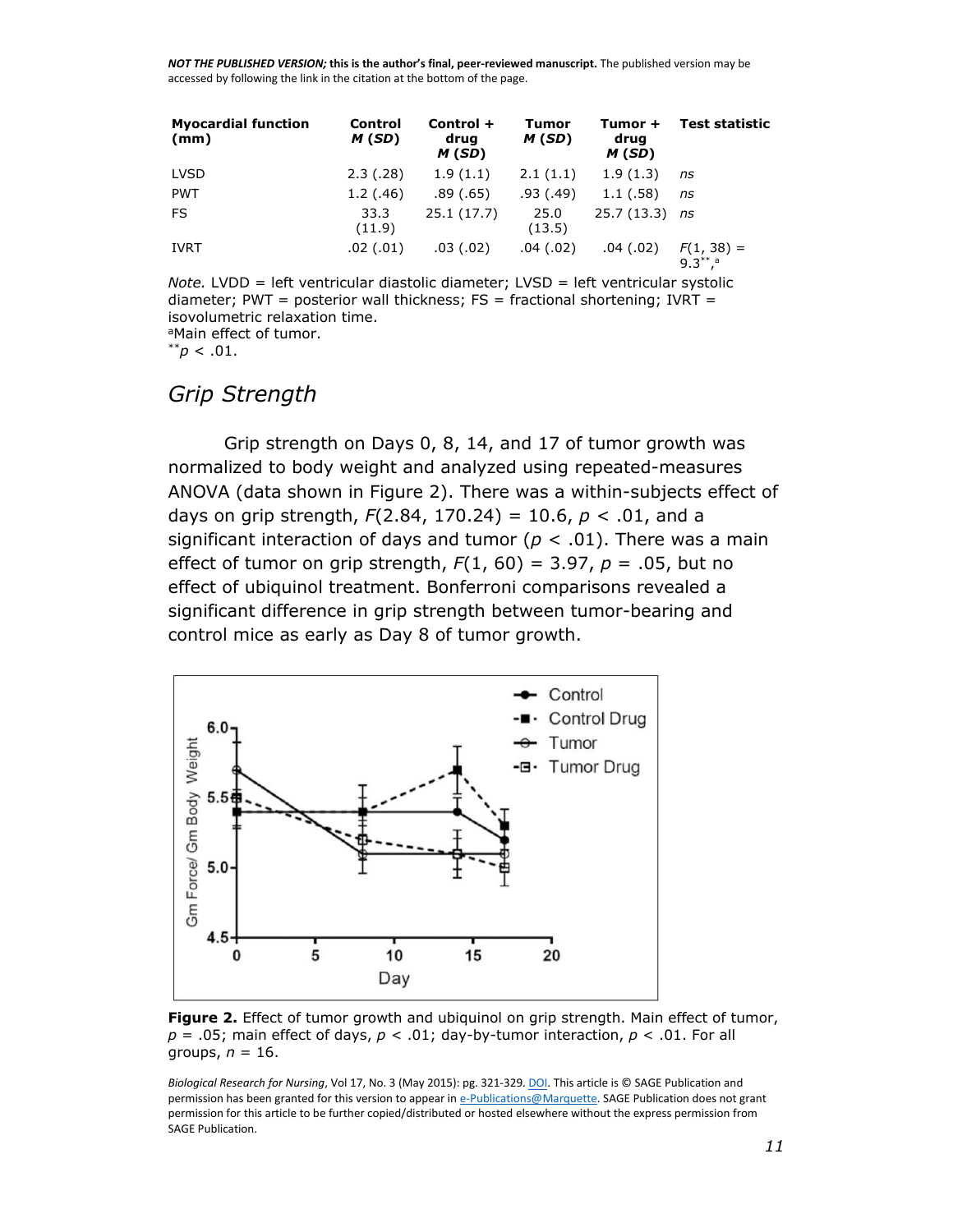| Myocardial function (mm) | Control *M* (*SD*) | Control + drug *M* (*SD*) | Tumor *M* (*SD*) | Tumor + drug *M* (*SD*) | Test statistic |
| --- | --- | --- | --- | --- | --- |
| LVSD | 2.3 (.28) | 1.9 (1.1) | 2.1 (1.1) | 1.9 (1.3) | *ns* |
| PWT | 1.2 (.46) | .89 (.65) | .93 (.49) | 1.1 (.58) | *ns* |
| FS | 33.3 (11.9) | 25.1 (17.7) | 25.0 (13.5) | 25.7 (13.3) | *ns* |
| IVRT | .02 (.01) | .03 (.02) | .04 (.02) | .04 (.02) | $F(1, 38) = 9.3^{**,a}$ |

*Note.* LVDD = left ventricular diastolic diameter; LVSD = left ventricular systolic diameter; PWT = posterior wall thickness; FS = fractional shortening; IVRT = isovolumetric relaxation time.
[a]Main effect of tumor.
$^{**}p < .01$.

## *Grip Strength*

Grip strength on Days 0, 8, 14, and 17 of tumor growth was normalized to body weight and analyzed using repeated-measures ANOVA (data shown in Figure 2). There was a within-subjects effect of days on grip strength, $F(2.84, 170.24) = 10.6$, $p < .01$, and a significant interaction of days and tumor ($p < .01$). There was a main effect of tumor on grip strength, $F(1, 60) = 3.97$, $p = .05$, but no effect of ubiquinol treatment. Bonferroni comparisons revealed a significant difference in grip strength between tumor-bearing and control mice as early as Day 8 of tumor growth.

**Figure 2.** Effect of tumor growth and ubiquinol on grip strength. Main effect of tumor, $p = .05$; main effect of days, $p < .01$; day-by-tumor interaction, $p < .01$. For all groups, $n = 16$.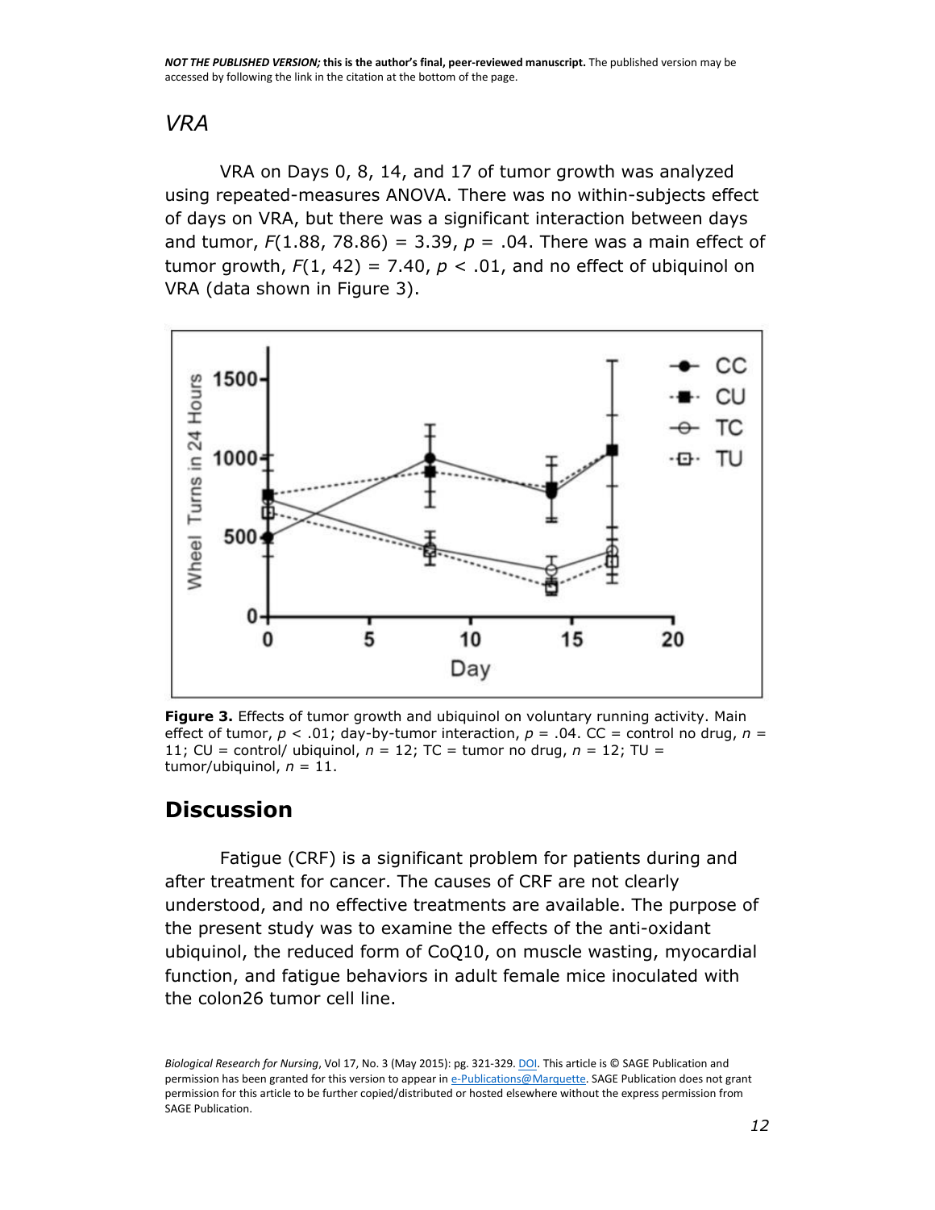### *VRA*

VRA on Days 0, 8, 14, and 17 of tumor growth was analyzed using repeated-measures ANOVA. There was no within-subjects effect of days on VRA, but there was a significant interaction between days and tumor, $F(1.88, 78.86) = 3.39$, $p = .04$. There was a main effect of tumor growth, $F(1, 42) = 7.40$, $p < .01$, and no effect of ubiquinol on VRA (data shown in Figure 3).

**Figure 3.** Effects of tumor growth and ubiquinol on voluntary running activity. Main effect of tumor, $p < .01$; day-by-tumor interaction, $p = .04$. CC = control no drug, $n = 11$; CU = control/ ubiquinol, $n = 12$; TC = tumor no drug, $n = 12$; TU = tumor/ubiquinol, $n = 11$.

## Discussion

Fatigue (CRF) is a significant problem for patients during and after treatment for cancer. The causes of CRF are not clearly understood, and no effective treatments are available. The purpose of the present study was to examine the effects of the anti-oxidant ubiquinol, the reduced form of CoQ10, on muscle wasting, myocardial function, and fatigue behaviors in adult female mice inoculated with the colon26 tumor cell line.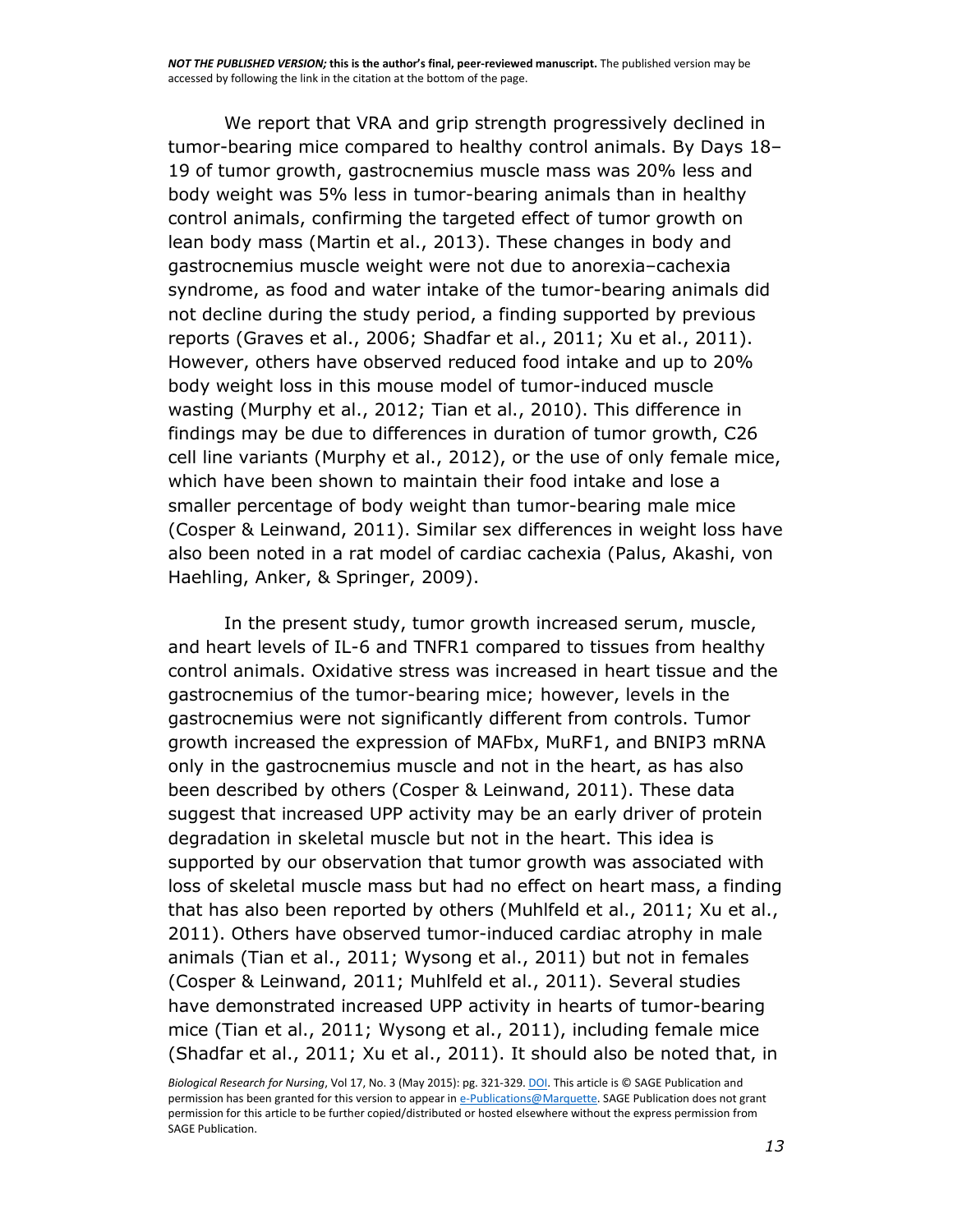We report that VRA and grip strength progressively declined in tumor-bearing mice compared to healthy control animals. By Days 18–19 of tumor growth, gastrocnemius muscle mass was 20% less and body weight was 5% less in tumor-bearing animals than in healthy control animals, confirming the targeted effect of tumor growth on lean body mass (Martin et al., 2013). These changes in body and gastrocnemius muscle weight were not due to anorexia–cachexia syndrome, as food and water intake of the tumor-bearing animals did not decline during the study period, a finding supported by previous reports (Graves et al., 2006; Shadfar et al., 2011; Xu et al., 2011). However, others have observed reduced food intake and up to 20% body weight loss in this mouse model of tumor-induced muscle wasting (Murphy et al., 2012; Tian et al., 2010). This difference in findings may be due to differences in duration of tumor growth, C26 cell line variants (Murphy et al., 2012), or the use of only female mice, which have been shown to maintain their food intake and lose a smaller percentage of body weight than tumor-bearing male mice (Cosper & Leinwand, 2011). Similar sex differences in weight loss have also been noted in a rat model of cardiac cachexia (Palus, Akashi, von Haehling, Anker, & Springer, 2009).

In the present study, tumor growth increased serum, muscle, and heart levels of IL-6 and TNFR1 compared to tissues from healthy control animals. Oxidative stress was increased in heart tissue and the gastrocnemius of the tumor-bearing mice; however, levels in the gastrocnemius were not significantly different from controls. Tumor growth increased the expression of MAFbx, MuRF1, and BNIP3 mRNA only in the gastrocnemius muscle and not in the heart, as has also been described by others (Cosper & Leinwand, 2011). These data suggest that increased UPP activity may be an early driver of protein degradation in skeletal muscle but not in the heart. This idea is supported by our observation that tumor growth was associated with loss of skeletal muscle mass but had no effect on heart mass, a finding that has also been reported by others (Muhlfeld et al., 2011; Xu et al., 2011). Others have observed tumor-induced cardiac atrophy in male animals (Tian et al., 2011; Wysong et al., 2011) but not in females (Cosper & Leinwand, 2011; Muhlfeld et al., 2011). Several studies have demonstrated increased UPP activity in hearts of tumor-bearing mice (Tian et al., 2011; Wysong et al., 2011), including female mice (Shadfar et al., 2011; Xu et al., 2011). It should also be noted that, in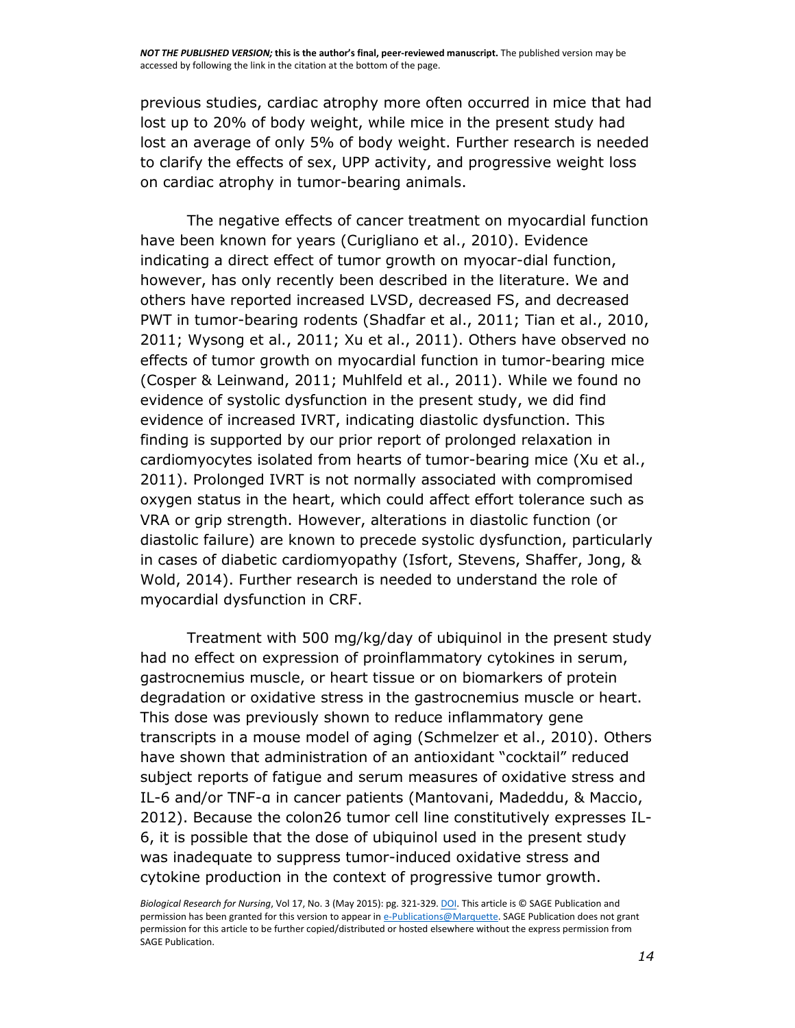previous studies, cardiac atrophy more often occurred in mice that had lost up to 20% of body weight, while mice in the present study had lost an average of only 5% of body weight. Further research is needed to clarify the effects of sex, UPP activity, and progressive weight loss on cardiac atrophy in tumor-bearing animals.

The negative effects of cancer treatment on myocardial function have been known for years (Curigliano et al., 2010). Evidence indicating a direct effect of tumor growth on myocar-dial function, however, has only recently been described in the literature. We and others have reported increased LVSD, decreased FS, and decreased PWT in tumor-bearing rodents (Shadfar et al., 2011; Tian et al., 2010, 2011; Wysong et al., 2011; Xu et al., 2011). Others have observed no effects of tumor growth on myocardial function in tumor-bearing mice (Cosper & Leinwand, 2011; Muhlfeld et al., 2011). While we found no evidence of systolic dysfunction in the present study, we did find evidence of increased IVRT, indicating diastolic dysfunction. This finding is supported by our prior report of prolonged relaxation in cardiomyocytes isolated from hearts of tumor-bearing mice (Xu et al., 2011). Prolonged IVRT is not normally associated with compromised oxygen status in the heart, which could affect effort tolerance such as VRA or grip strength. However, alterations in diastolic function (or diastolic failure) are known to precede systolic dysfunction, particularly in cases of diabetic cardiomyopathy (Isfort, Stevens, Shaffer, Jong, & Wold, 2014). Further research is needed to understand the role of myocardial dysfunction in CRF.

Treatment with 500 mg/kg/day of ubiquinol in the present study had no effect on expression of proinflammatory cytokines in serum, gastrocnemius muscle, or heart tissue or on biomarkers of protein degradation or oxidative stress in the gastrocnemius muscle or heart. This dose was previously shown to reduce inflammatory gene transcripts in a mouse model of aging (Schmelzer et al., 2010). Others have shown that administration of an antioxidant "cocktail" reduced subject reports of fatigue and serum measures of oxidative stress and IL-6 and/or TNF-α in cancer patients (Mantovani, Madeddu, & Maccio, 2012). Because the colon26 tumor cell line constitutively expresses IL-6, it is possible that the dose of ubiquinol used in the present study was inadequate to suppress tumor-induced oxidative stress and cytokine production in the context of progressive tumor growth.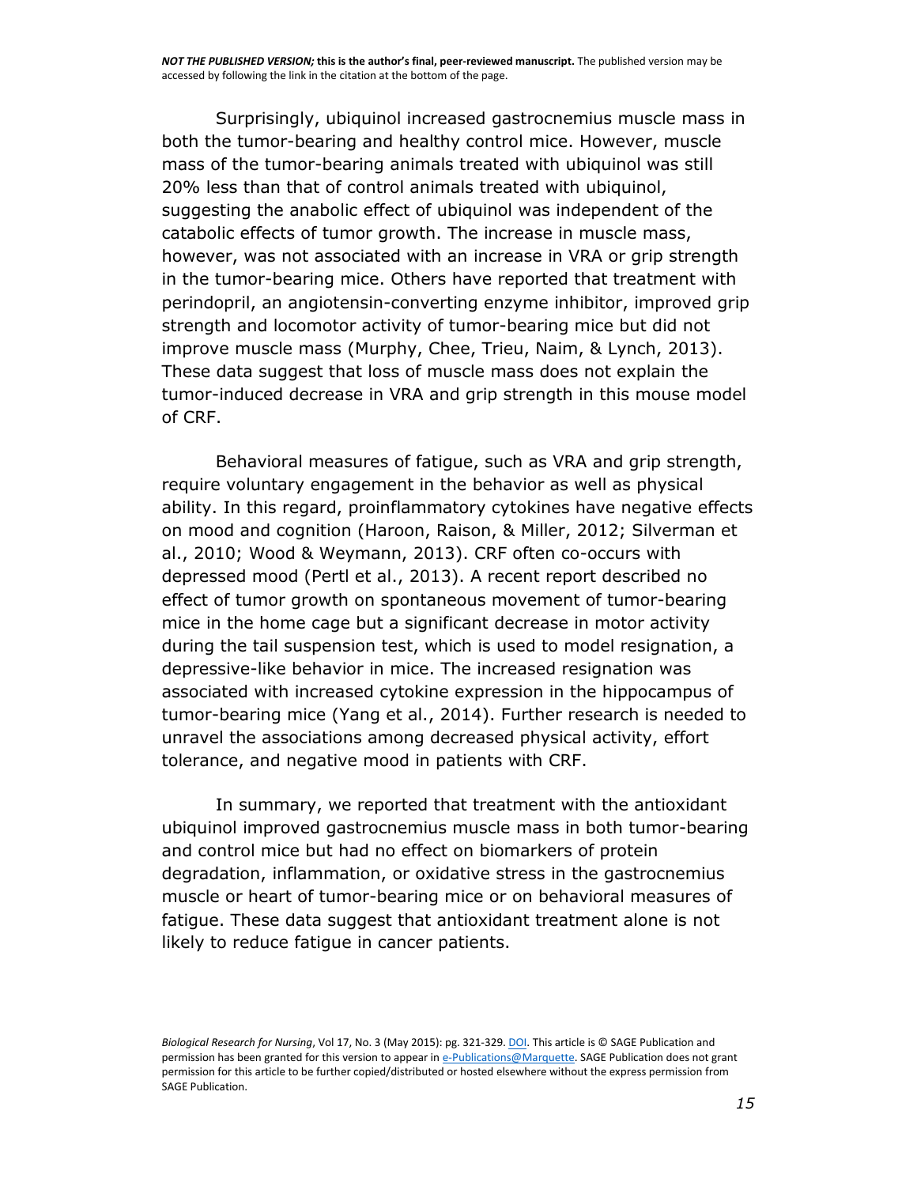Surprisingly, ubiquinol increased gastrocnemius muscle mass in both the tumor-bearing and healthy control mice. However, muscle mass of the tumor-bearing animals treated with ubiquinol was still 20% less than that of control animals treated with ubiquinol, suggesting the anabolic effect of ubiquinol was independent of the catabolic effects of tumor growth. The increase in muscle mass, however, was not associated with an increase in VRA or grip strength in the tumor-bearing mice. Others have reported that treatment with perindopril, an angiotensin-converting enzyme inhibitor, improved grip strength and locomotor activity of tumor-bearing mice but did not improve muscle mass (Murphy, Chee, Trieu, Naim, & Lynch, 2013). These data suggest that loss of muscle mass does not explain the tumor-induced decrease in VRA and grip strength in this mouse model of CRF.

Behavioral measures of fatigue, such as VRA and grip strength, require voluntary engagement in the behavior as well as physical ability. In this regard, proinflammatory cytokines have negative effects on mood and cognition (Haroon, Raison, & Miller, 2012; Silverman et al., 2010; Wood & Weymann, 2013). CRF often co-occurs with depressed mood (Pertl et al., 2013). A recent report described no effect of tumor growth on spontaneous movement of tumor-bearing mice in the home cage but a significant decrease in motor activity during the tail suspension test, which is used to model resignation, a depressive-like behavior in mice. The increased resignation was associated with increased cytokine expression in the hippocampus of tumor-bearing mice (Yang et al., 2014). Further research is needed to unravel the associations among decreased physical activity, effort tolerance, and negative mood in patients with CRF.

In summary, we reported that treatment with the antioxidant ubiquinol improved gastrocnemius muscle mass in both tumor-bearing and control mice but had no effect on biomarkers of protein degradation, inflammation, or oxidative stress in the gastrocnemius muscle or heart of tumor-bearing mice or on behavioral measures of fatigue. These data suggest that antioxidant treatment alone is not likely to reduce fatigue in cancer patients.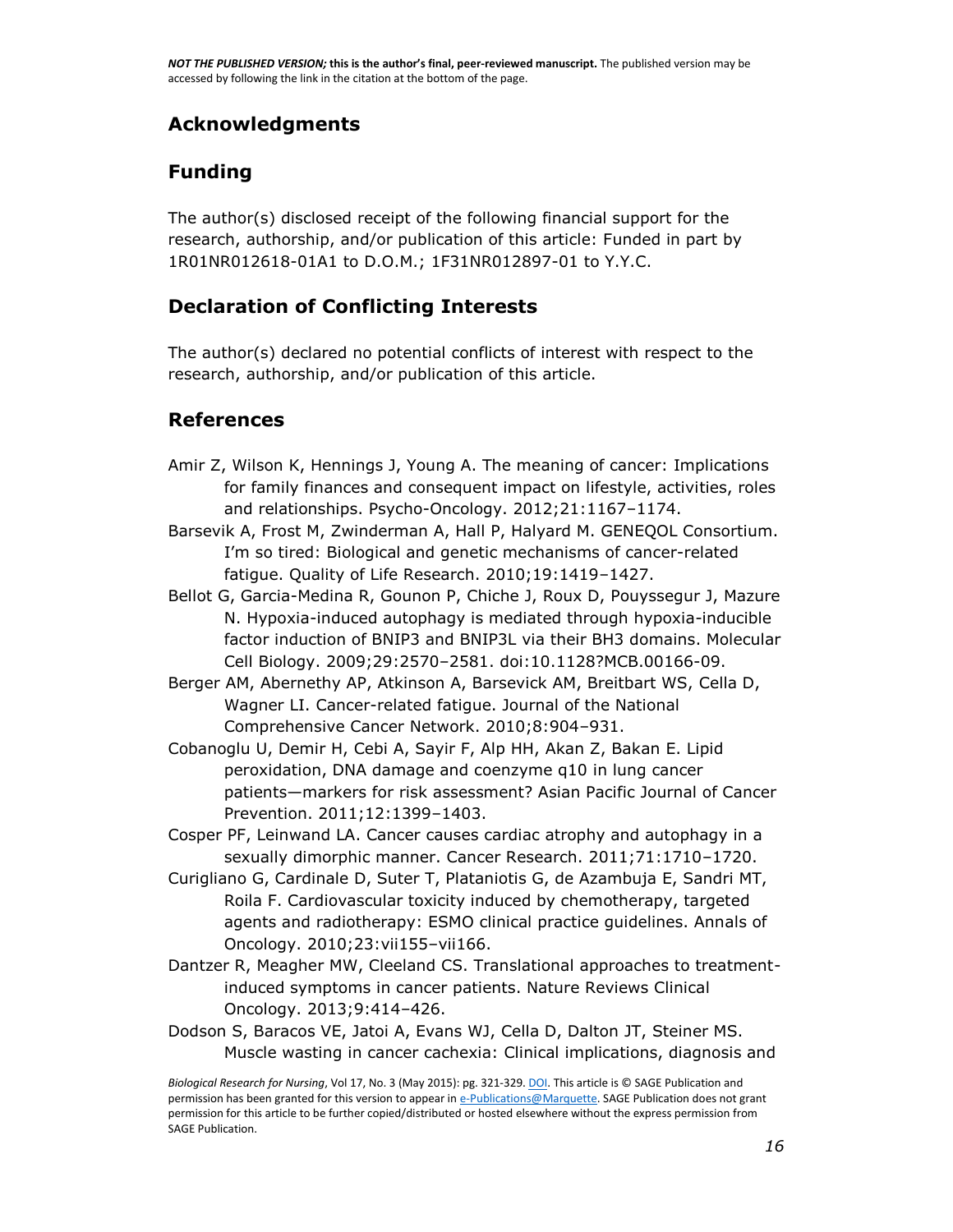## Acknowledgments

## Funding

The author(s) disclosed receipt of the following financial support for the research, authorship, and/or publication of this article: Funded in part by 1R01NR012618-01A1 to D.O.M.; 1F31NR012897-01 to Y.Y.C.

## Declaration of Conflicting Interests

The author(s) declared no potential conflicts of interest with respect to the research, authorship, and/or publication of this article.

## References

Amir Z, Wilson K, Hennings J, Young A. The meaning of cancer: Implications for family finances and consequent impact on lifestyle, activities, roles and relationships. Psycho-Oncology. 2012;21:1167–1174.

Barsevik A, Frost M, Zwinderman A, Hall P, Halyard M. GENEQOL Consortium. I'm so tired: Biological and genetic mechanisms of cancer-related fatigue. Quality of Life Research. 2010;19:1419–1427.

Bellot G, Garcia-Medina R, Gounon P, Chiche J, Roux D, Pouyssegur J, Mazure N. Hypoxia-induced autophagy is mediated through hypoxia-inducible factor induction of BNIP3 and BNIP3L via their BH3 domains. Molecular Cell Biology. 2009;29:2570–2581. doi:10.1128?MCB.00166-09.

Berger AM, Abernethy AP, Atkinson A, Barsevick AM, Breitbart WS, Cella D, Wagner LI. Cancer-related fatigue. Journal of the National Comprehensive Cancer Network. 2010;8:904–931.

Cobanoglu U, Demir H, Cebi A, Sayir F, Alp HH, Akan Z, Bakan E. Lipid peroxidation, DNA damage and coenzyme q10 in lung cancer patients—markers for risk assessment? Asian Pacific Journal of Cancer Prevention. 2011;12:1399–1403.

Cosper PF, Leinwand LA. Cancer causes cardiac atrophy and autophagy in a sexually dimorphic manner. Cancer Research. 2011;71:1710–1720.

Curigliano G, Cardinale D, Suter T, Plataniotis G, de Azambuja E, Sandri MT, Roila F. Cardiovascular toxicity induced by chemotherapy, targeted agents and radiotherapy: ESMO clinical practice guidelines. Annals of Oncology. 2010;23:vii155–vii166.

Dantzer R, Meagher MW, Cleeland CS. Translational approaches to treatment-induced symptoms in cancer patients. Nature Reviews Clinical Oncology. 2013;9:414–426.

Dodson S, Baracos VE, Jatoi A, Evans WJ, Cella D, Dalton JT, Steiner MS. Muscle wasting in cancer cachexia: Clinical implications, diagnosis and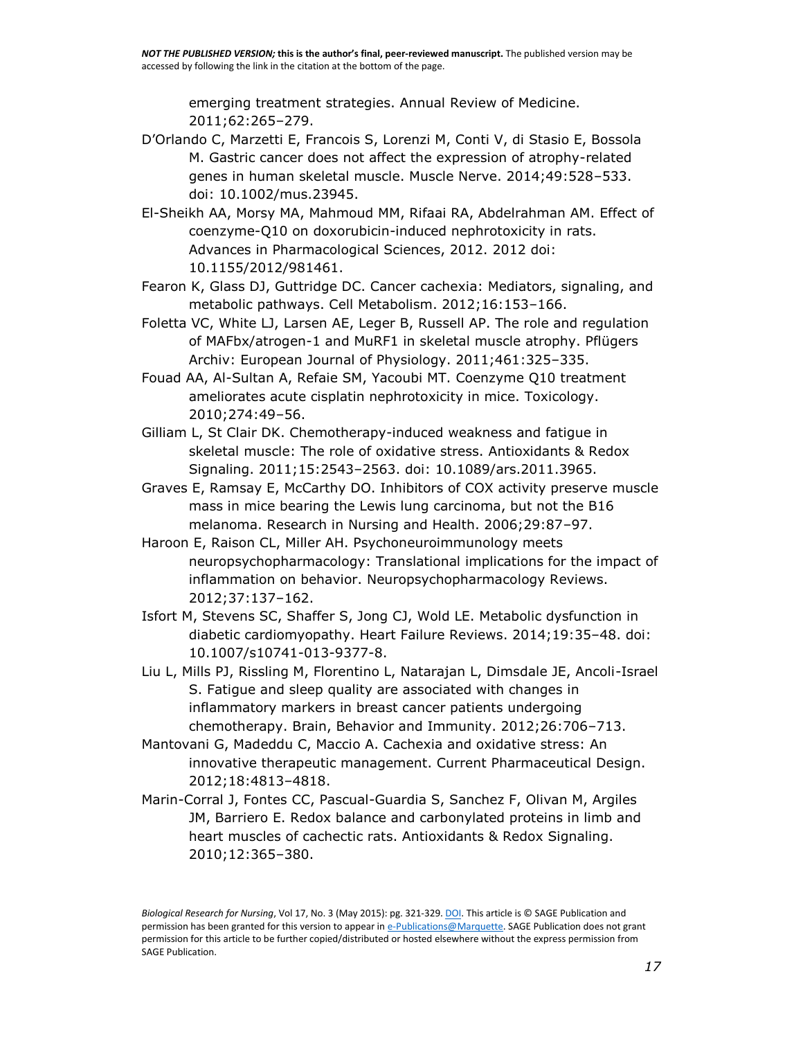emerging treatment strategies. Annual Review of Medicine. 2011;62:265–279.

D'Orlando C, Marzetti E, Francois S, Lorenzi M, Conti V, di Stasio E, Bossola M. Gastric cancer does not affect the expression of atrophy-related genes in human skeletal muscle. Muscle Nerve. 2014;49:528–533. doi: 10.1002/mus.23945.

El-Sheikh AA, Morsy MA, Mahmoud MM, Rifaai RA, Abdelrahman AM. Effect of coenzyme-Q10 on doxorubicin-induced nephrotoxicity in rats. Advances in Pharmacological Sciences, 2012. 2012 doi: 10.1155/2012/981461.

Fearon K, Glass DJ, Guttridge DC. Cancer cachexia: Mediators, signaling, and metabolic pathways. Cell Metabolism. 2012;16:153–166.

Foletta VC, White LJ, Larsen AE, Leger B, Russell AP. The role and regulation of MAFbx/atrogen-1 and MuRF1 in skeletal muscle atrophy. Pflügers Archiv: European Journal of Physiology. 2011;461:325–335.

Fouad AA, Al-Sultan A, Refaie SM, Yacoubi MT. Coenzyme Q10 treatment ameliorates acute cisplatin nephrotoxicity in mice. Toxicology. 2010;274:49–56.

Gilliam L, St Clair DK. Chemotherapy-induced weakness and fatigue in skeletal muscle: The role of oxidative stress. Antioxidants & Redox Signaling. 2011;15:2543–2563. doi: 10.1089/ars.2011.3965.

Graves E, Ramsay E, McCarthy DO. Inhibitors of COX activity preserve muscle mass in mice bearing the Lewis lung carcinoma, but not the B16 melanoma. Research in Nursing and Health. 2006;29:87–97.

Haroon E, Raison CL, Miller AH. Psychoneuroimmunology meets neuropsychopharmacology: Translational implications for the impact of inflammation on behavior. Neuropsychopharmacology Reviews. 2012;37:137–162.

Isfort M, Stevens SC, Shaffer S, Jong CJ, Wold LE. Metabolic dysfunction in diabetic cardiomyopathy. Heart Failure Reviews. 2014;19:35–48. doi: 10.1007/s10741-013-9377-8.

Liu L, Mills PJ, Rissling M, Florentino L, Natarajan L, Dimsdale JE, Ancoli-Israel S. Fatigue and sleep quality are associated with changes in inflammatory markers in breast cancer patients undergoing chemotherapy. Brain, Behavior and Immunity. 2012;26:706–713.

Mantovani G, Madeddu C, Maccio A. Cachexia and oxidative stress: An innovative therapeutic management. Current Pharmaceutical Design. 2012;18:4813–4818.

Marin-Corral J, Fontes CC, Pascual-Guardia S, Sanchez F, Olivan M, Argiles JM, Barriero E. Redox balance and carbonylated proteins in limb and heart muscles of cachectic rats. Antioxidants & Redox Signaling. 2010;12:365–380.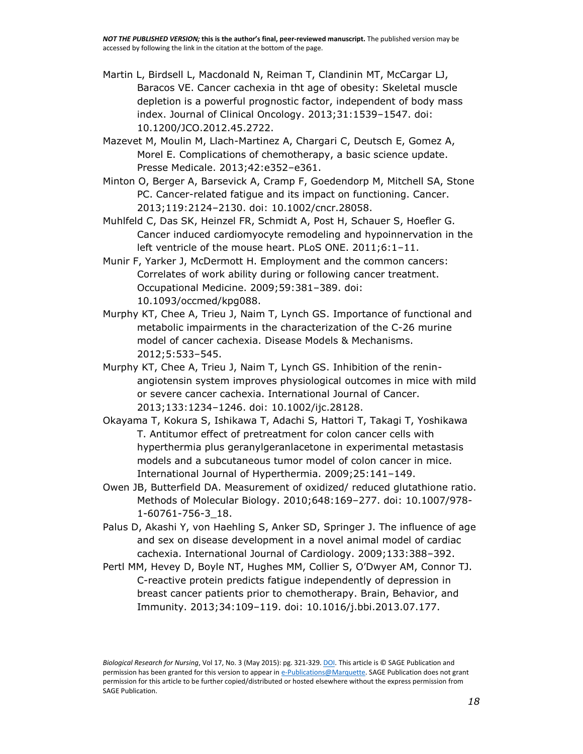Martin L, Birdsell L, Macdonald N, Reiman T, Clandinin MT, McCargar LJ, Baracos VE. Cancer cachexia in tht age of obesity: Skeletal muscle depletion is a powerful prognostic factor, independent of body mass index. Journal of Clinical Oncology. 2013;31:1539–1547. doi: 10.1200/JCO.2012.45.2722.

Mazevet M, Moulin M, Llach-Martinez A, Chargari C, Deutsch E, Gomez A, Morel E. Complications of chemotherapy, a basic science update. Presse Medicale. 2013;42:e352–e361.

Minton O, Berger A, Barsevick A, Cramp F, Goedendorp M, Mitchell SA, Stone PC. Cancer-related fatigue and its impact on functioning. Cancer. 2013;119:2124–2130. doi: 10.1002/cncr.28058.

Muhlfeld C, Das SK, Heinzel FR, Schmidt A, Post H, Schauer S, Hoefler G. Cancer induced cardiomyocyte remodeling and hypoinnervation in the left ventricle of the mouse heart. PLoS ONE. 2011;6:1–11.

Munir F, Yarker J, McDermott H. Employment and the common cancers: Correlates of work ability during or following cancer treatment. Occupational Medicine. 2009;59:381–389. doi: 10.1093/occmed/kpg088.

Murphy KT, Chee A, Trieu J, Naim T, Lynch GS. Importance of functional and metabolic impairments in the characterization of the C-26 murine model of cancer cachexia. Disease Models & Mechanisms. 2012;5:533–545.

Murphy KT, Chee A, Trieu J, Naim T, Lynch GS. Inhibition of the renin-angiotensin system improves physiological outcomes in mice with mild or severe cancer cachexia. International Journal of Cancer. 2013;133:1234–1246. doi: 10.1002/ijc.28128.

Okayama T, Kokura S, Ishikawa T, Adachi S, Hattori T, Takagi T, Yoshikawa T. Antitumor effect of pretreatment for colon cancer cells with hyperthermia plus geranylgeranlacetone in experimental metastasis models and a subcutaneous tumor model of colon cancer in mice. International Journal of Hyperthermia. 2009;25:141–149.

Owen JB, Butterfield DA. Measurement of oxidized/ reduced glutathione ratio. Methods of Molecular Biology. 2010;648:169–277. doi: 10.1007/978-1-60761-756-3_18.

Palus D, Akashi Y, von Haehling S, Anker SD, Springer J. The influence of age and sex on disease development in a novel animal model of cardiac cachexia. International Journal of Cardiology. 2009;133:388–392.

Pertl MM, Hevey D, Boyle NT, Hughes MM, Collier S, O'Dwyer AM, Connor TJ. C-reactive protein predicts fatigue independently of depression in breast cancer patients prior to chemotherapy. Brain, Behavior, and Immunity. 2013;34:109–119. doi: 10.1016/j.bbi.2013.07.177.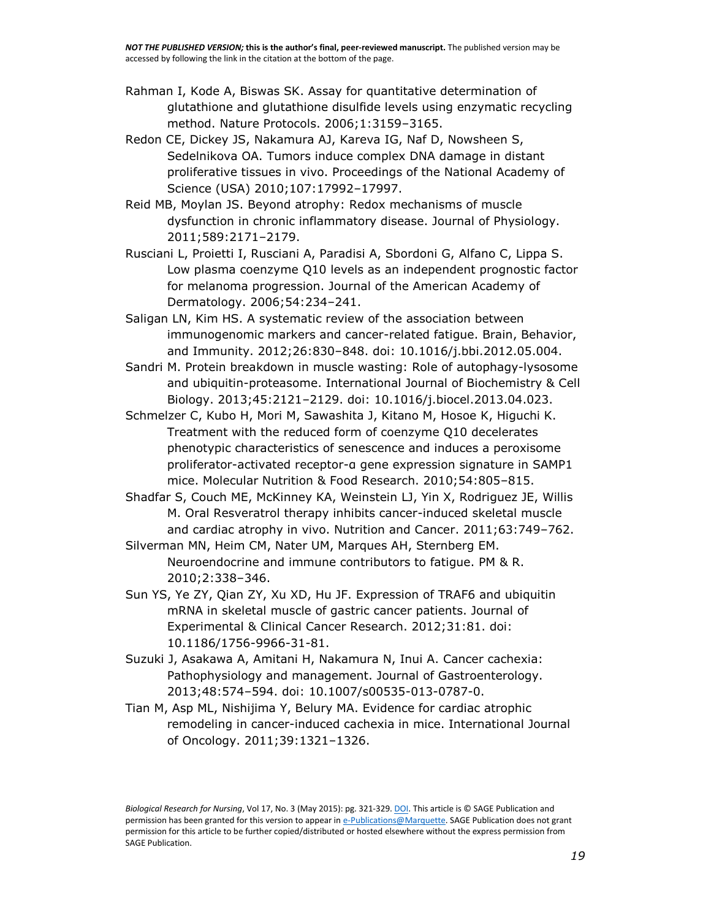Rahman I, Kode A, Biswas SK. Assay for quantitative determination of glutathione and glutathione disulfide levels using enzymatic recycling method. Nature Protocols. 2006;1:3159–3165.

Redon CE, Dickey JS, Nakamura AJ, Kareva IG, Naf D, Nowsheen S, Sedelnikova OA. Tumors induce complex DNA damage in distant proliferative tissues in vivo. Proceedings of the National Academy of Science (USA) 2010;107:17992–17997.

Reid MB, Moylan JS. Beyond atrophy: Redox mechanisms of muscle dysfunction in chronic inflammatory disease. Journal of Physiology. 2011;589:2171–2179.

Rusciani L, Proietti I, Rusciani A, Paradisi A, Sbordoni G, Alfano C, Lippa S. Low plasma coenzyme Q10 levels as an independent prognostic factor for melanoma progression. Journal of the American Academy of Dermatology. 2006;54:234–241.

Saligan LN, Kim HS. A systematic review of the association between immunogenomic markers and cancer-related fatigue. Brain, Behavior, and Immunity. 2012;26:830–848. doi: 10.1016/j.bbi.2012.05.004.

Sandri M. Protein breakdown in muscle wasting: Role of autophagy-lysosome and ubiquitin-proteasome. International Journal of Biochemistry & Cell Biology. 2013;45:2121–2129. doi: 10.1016/j.biocel.2013.04.023.

Schmelzer C, Kubo H, Mori M, Sawashita J, Kitano M, Hosoe K, Higuchi K. Treatment with the reduced form of coenzyme Q10 decelerates phenotypic characteristics of senescence and induces a peroxisome proliferator-activated receptor-ɑ gene expression signature in SAMP1 mice. Molecular Nutrition & Food Research. 2010;54:805–815.

Shadfar S, Couch ME, McKinney KA, Weinstein LJ, Yin X, Rodriguez JE, Willis M. Oral Resveratrol therapy inhibits cancer-induced skeletal muscle and cardiac atrophy in vivo. Nutrition and Cancer. 2011;63:749–762.

Silverman MN, Heim CM, Nater UM, Marques AH, Sternberg EM. Neuroendocrine and immune contributors to fatigue. PM & R. 2010;2:338–346.

Sun YS, Ye ZY, Qian ZY, Xu XD, Hu JF. Expression of TRAF6 and ubiquitin mRNA in skeletal muscle of gastric cancer patients. Journal of Experimental & Clinical Cancer Research. 2012;31:81. doi: 10.1186/1756-9966-31-81.

Suzuki J, Asakawa A, Amitani H, Nakamura N, Inui A. Cancer cachexia: Pathophysiology and management. Journal of Gastroenterology. 2013;48:574–594. doi: 10.1007/s00535-013-0787-0.

Tian M, Asp ML, Nishijima Y, Belury MA. Evidence for cardiac atrophic remodeling in cancer-induced cachexia in mice. International Journal of Oncology. 2011;39:1321–1326.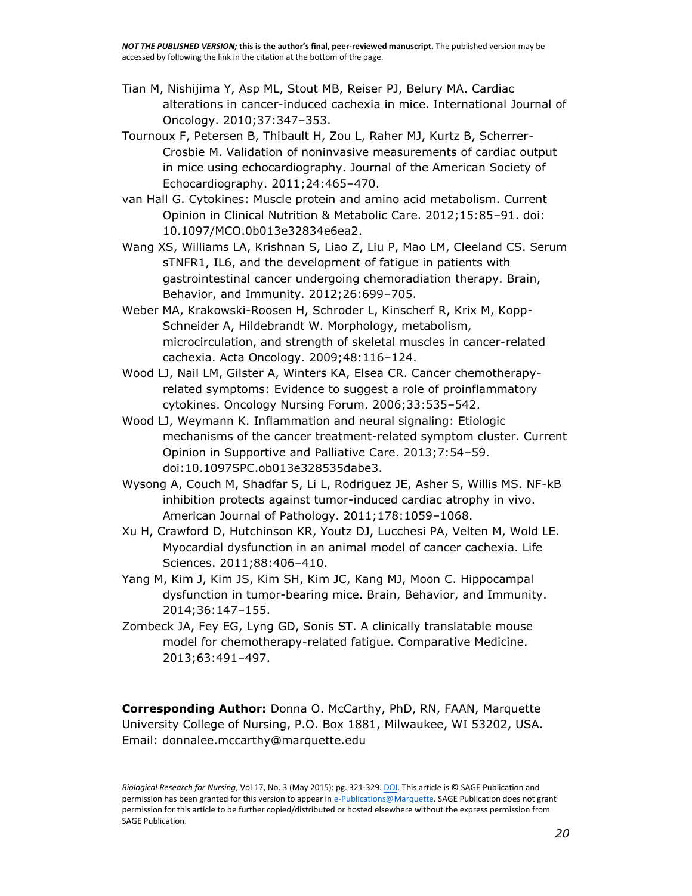Tian M, Nishijima Y, Asp ML, Stout MB, Reiser PJ, Belury MA. Cardiac alterations in cancer-induced cachexia in mice. International Journal of Oncology. 2010;37:347–353.

Tournoux F, Petersen B, Thibault H, Zou L, Raher MJ, Kurtz B, Scherrer-Crosbie M. Validation of noninvasive measurements of cardiac output in mice using echocardiography. Journal of the American Society of Echocardiography. 2011;24:465–470.

van Hall G. Cytokines: Muscle protein and amino acid metabolism. Current Opinion in Clinical Nutrition & Metabolic Care. 2012;15:85–91. doi: 10.1097/MCO.0b013e32834e6ea2.

Wang XS, Williams LA, Krishnan S, Liao Z, Liu P, Mao LM, Cleeland CS. Serum sTNFR1, IL6, and the development of fatigue in patients with gastrointestinal cancer undergoing chemoradiation therapy. Brain, Behavior, and Immunity. 2012;26:699–705.

Weber MA, Krakowski-Roosen H, Schroder L, Kinscherf R, Krix M, Kopp-Schneider A, Hildebrandt W. Morphology, metabolism, microcirculation, and strength of skeletal muscles in cancer-related cachexia. Acta Oncology. 2009;48:116–124.

Wood LJ, Nail LM, Gilster A, Winters KA, Elsea CR. Cancer chemotherapy-related symptoms: Evidence to suggest a role of proinflammatory cytokines. Oncology Nursing Forum. 2006;33:535–542.

Wood LJ, Weymann K. Inflammation and neural signaling: Etiologic mechanisms of the cancer treatment-related symptom cluster. Current Opinion in Supportive and Palliative Care. 2013;7:54–59. doi:10.1097SPC.ob013e328535dabe3.

Wysong A, Couch M, Shadfar S, Li L, Rodriguez JE, Asher S, Willis MS. NF-kB inhibition protects against tumor-induced cardiac atrophy in vivo. American Journal of Pathology. 2011;178:1059–1068.

Xu H, Crawford D, Hutchinson KR, Youtz DJ, Lucchesi PA, Velten M, Wold LE. Myocardial dysfunction in an animal model of cancer cachexia. Life Sciences. 2011;88:406–410.

Yang M, Kim J, Kim JS, Kim SH, Kim JC, Kang MJ, Moon C. Hippocampal dysfunction in tumor-bearing mice. Brain, Behavior, and Immunity. 2014;36:147–155.

Zombeck JA, Fey EG, Lyng GD, Sonis ST. A clinically translatable mouse model for chemotherapy-related fatigue. Comparative Medicine. 2013;63:491–497.

**Corresponding Author:** Donna O. McCarthy, PhD, RN, FAAN, Marquette University College of Nursing, P.O. Box 1881, Milwaukee, WI 53202, USA. Email: donnalee.mccarthy@marquette.edu